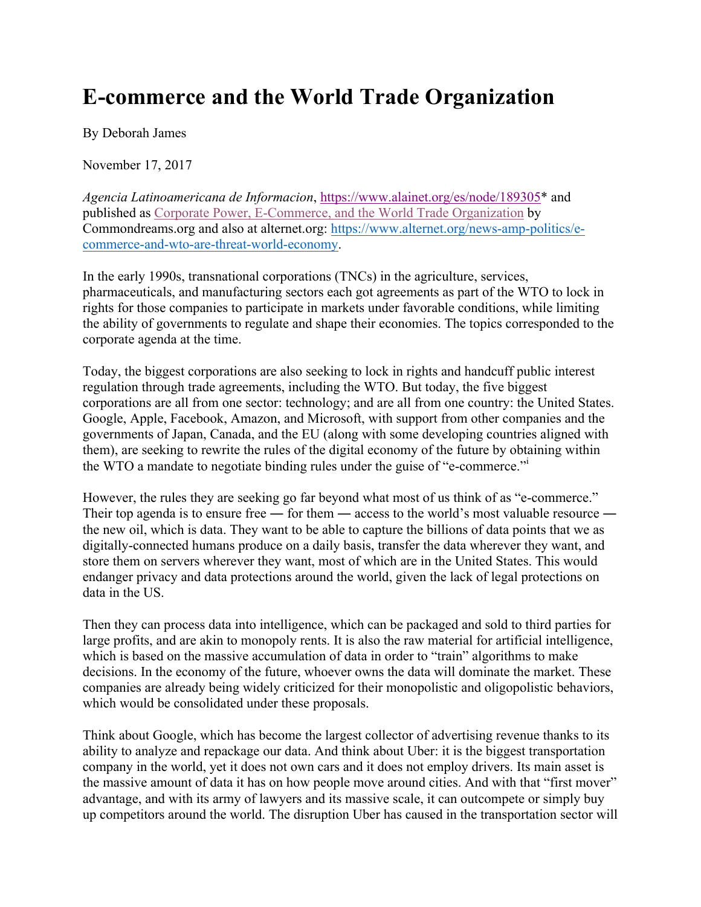# E-commerce and the World Trade Organization

By Deborah James

November 17, 2017

*Agencia Latinoamericana de Informacion*, https://www.alainet.org/es/node/189305* and published as Corporate Power, E-Commerce, and the World Trade Organization by Commondreams.org and also at alternet.org: https://www.alternet.org/news-amp-politics/e-commerce-and-wto-are-threat-world-economy.

In the early 1990s, transnational corporations (TNCs) in the agriculture, services, pharmaceuticals, and manufacturing sectors each got agreements as part of the WTO to lock in rights for those companies to participate in markets under favorable conditions, while limiting the ability of governments to regulate and shape their economies. The topics corresponded to the corporate agenda at the time.

Today, the biggest corporations are also seeking to lock in rights and handcuff public interest regulation through trade agreements, including the WTO. But today, the five biggest corporations are all from one sector: technology; and are all from one country: the United States. Google, Apple, Facebook, Amazon, and Microsoft, with support from other companies and the governments of Japan, Canada, and the EU (along with some developing countries aligned with them), are seeking to rewrite the rules of the digital economy of the future by obtaining within the WTO a mandate to negotiate binding rules under the guise of "e-commerce."[i]

However, the rules they are seeking go far beyond what most of us think of as "e-commerce." Their top agenda is to ensure free — for them — access to the world's most valuable resource — the new oil, which is data. They want to be able to capture the billions of data points that we as digitally-connected humans produce on a daily basis, transfer the data wherever they want, and store them on servers wherever they want, most of which are in the United States. This would endanger privacy and data protections around the world, given the lack of legal protections on data in the US.

Then they can process data into intelligence, which can be packaged and sold to third parties for large profits, and are akin to monopoly rents. It is also the raw material for artificial intelligence, which is based on the massive accumulation of data in order to "train" algorithms to make decisions. In the economy of the future, whoever owns the data will dominate the market. These companies are already being widely criticized for their monopolistic and oligopolistic behaviors, which would be consolidated under these proposals.

Think about Google, which has become the largest collector of advertising revenue thanks to its ability to analyze and repackage our data. And think about Uber: it is the biggest transportation company in the world, yet it does not own cars and it does not employ drivers. Its main asset is the massive amount of data it has on how people move around cities. And with that "first mover" advantage, and with its army of lawyers and its massive scale, it can outcompete or simply buy up competitors around the world. The disruption Uber has caused in the transportation sector will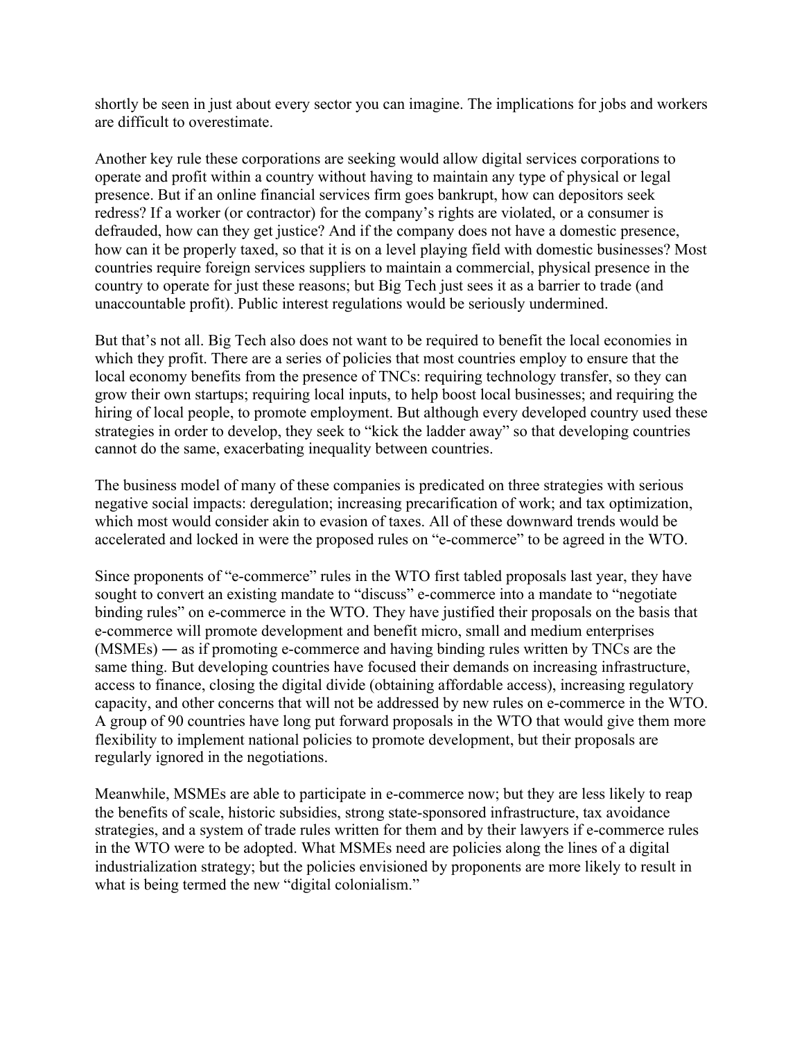shortly be seen in just about every sector you can imagine. The implications for jobs and workers are difficult to overestimate.

Another key rule these corporations are seeking would allow digital services corporations to operate and profit within a country without having to maintain any type of physical or legal presence. But if an online financial services firm goes bankrupt, how can depositors seek redress? If a worker (or contractor) for the company's rights are violated, or a consumer is defrauded, how can they get justice? And if the company does not have a domestic presence, how can it be properly taxed, so that it is on a level playing field with domestic businesses? Most countries require foreign services suppliers to maintain a commercial, physical presence in the country to operate for just these reasons; but Big Tech just sees it as a barrier to trade (and unaccountable profit). Public interest regulations would be seriously undermined.

But that's not all. Big Tech also does not want to be required to benefit the local economies in which they profit. There are a series of policies that most countries employ to ensure that the local economy benefits from the presence of TNCs: requiring technology transfer, so they can grow their own startups; requiring local inputs, to help boost local businesses; and requiring the hiring of local people, to promote employment. But although every developed country used these strategies in order to develop, they seek to "kick the ladder away" so that developing countries cannot do the same, exacerbating inequality between countries.

The business model of many of these companies is predicated on three strategies with serious negative social impacts: deregulation; increasing precarification of work; and tax optimization, which most would consider akin to evasion of taxes. All of these downward trends would be accelerated and locked in were the proposed rules on "e-commerce" to be agreed in the WTO.

Since proponents of "e-commerce" rules in the WTO first tabled proposals last year, they have sought to convert an existing mandate to "discuss" e-commerce into a mandate to "negotiate binding rules" on e-commerce in the WTO. They have justified their proposals on the basis that e-commerce will promote development and benefit micro, small and medium enterprises (MSMEs) ― as if promoting e-commerce and having binding rules written by TNCs are the same thing. But developing countries have focused their demands on increasing infrastructure, access to finance, closing the digital divide (obtaining affordable access), increasing regulatory capacity, and other concerns that will not be addressed by new rules on e-commerce in the WTO. A group of 90 countries have long put forward proposals in the WTO that would give them more flexibility to implement national policies to promote development, but their proposals are regularly ignored in the negotiations.

Meanwhile, MSMEs are able to participate in e-commerce now; but they are less likely to reap the benefits of scale, historic subsidies, strong state-sponsored infrastructure, tax avoidance strategies, and a system of trade rules written for them and by their lawyers if e-commerce rules in the WTO were to be adopted. What MSMEs need are policies along the lines of a digital industrialization strategy; but the policies envisioned by proponents are more likely to result in what is being termed the new "digital colonialism."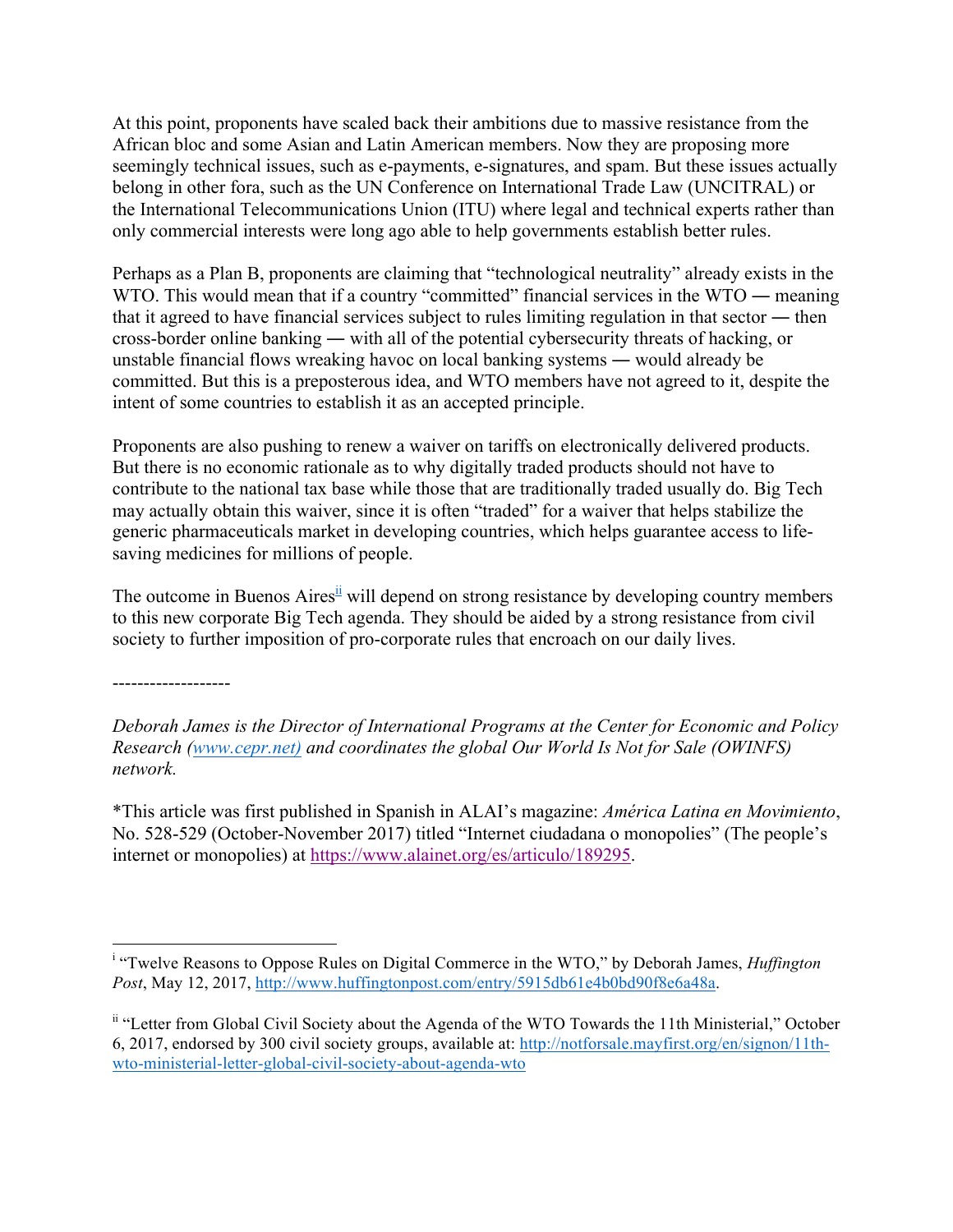At this point, proponents have scaled back their ambitions due to massive resistance from the African bloc and some Asian and Latin American members. Now they are proposing more seemingly technical issues, such as e-payments, e-signatures, and spam. But these issues actually belong in other fora, such as the UN Conference on International Trade Law (UNCITRAL) or the International Telecommunications Union (ITU) where legal and technical experts rather than only commercial interests were long ago able to help governments establish better rules.

Perhaps as a Plan B, proponents are claiming that "technological neutrality" already exists in the WTO. This would mean that if a country "committed" financial services in the WTO — meaning that it agreed to have financial services subject to rules limiting regulation in that sector — then cross-border online banking — with all of the potential cybersecurity threats of hacking, or unstable financial flows wreaking havoc on local banking systems — would already be committed. But this is a preposterous idea, and WTO members have not agreed to it, despite the intent of some countries to establish it as an accepted principle.

Proponents are also pushing to renew a waiver on tariffs on electronically delivered products. But there is no economic rationale as to why digitally traded products should not have to contribute to the national tax base while those that are traditionally traded usually do. Big Tech may actually obtain this waiver, since it is often "traded" for a waiver that helps stabilize the generic pharmaceuticals market in developing countries, which helps guarantee access to life-saving medicines for millions of people.

The outcome in Buenos Aires[ii] will depend on strong resistance by developing country members to this new corporate Big Tech agenda. They should be aided by a strong resistance from civil society to further imposition of pro-corporate rules that encroach on our daily lives.

-------------------

*Deborah James is the Director of International Programs at the Center for Economic and Policy Research (www.cepr.net) and coordinates the global Our World Is Not for Sale (OWINFS) network.*

*This article was first published in Spanish in ALAI's magazine: *América Latina en Movimiento*, No. 528-529 (October-November 2017) titled "Internet ciudadana o monopolies" (The people's internet or monopolies) at https://www.alainet.org/es/articulo/189295.

---

[i] "Twelve Reasons to Oppose Rules on Digital Commerce in the WTO," by Deborah James, *Huffington Post*, May 12, 2017, http://www.huffingtonpost.com/entry/5915db61e4b0bd90f8e6a48a.

[ii] "Letter from Global Civil Society about the Agenda of the WTO Towards the 11th Ministerial," October 6, 2017, endorsed by 300 civil society groups, available at: http://notforsale.mayfirst.org/en/signon/11th-wto-ministerial-letter-global-civil-society-about-agenda-wto